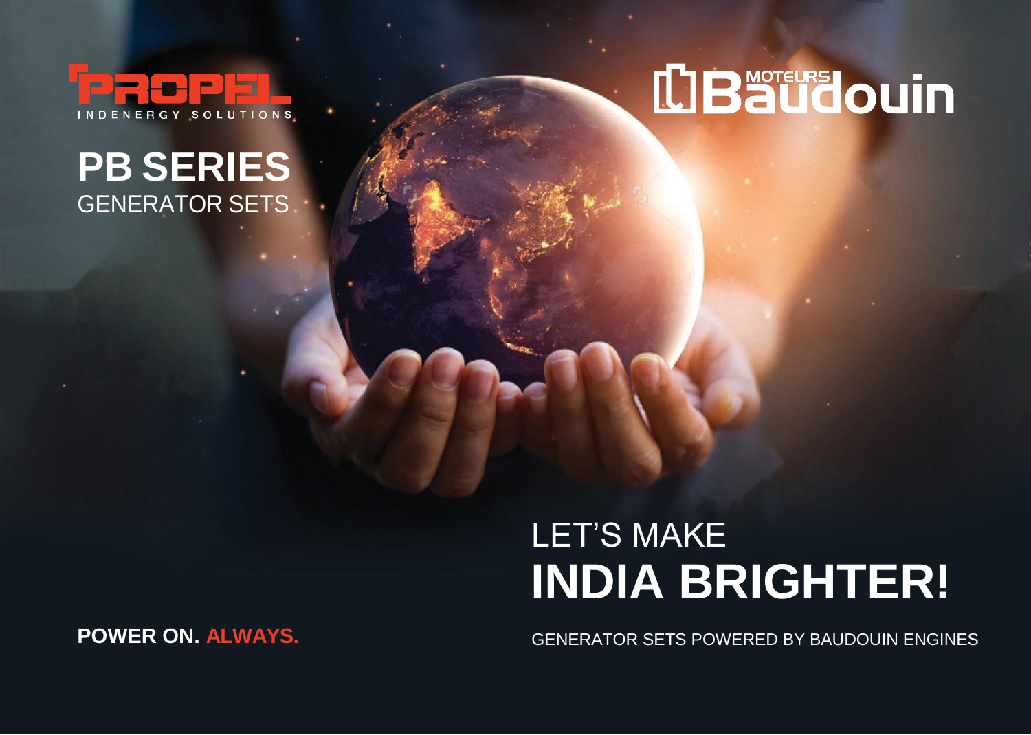PROPEL

INDENERGY SOLUTIONS

MOTEURS Baudouin

# PB SERIES

GENERATOR SETS

LET'S MAKE

# INDIA BRIGHTER!

**POWER ON. ALWAYS.**

GENERATOR SETS POWERED BY BAUDOUIN ENGINES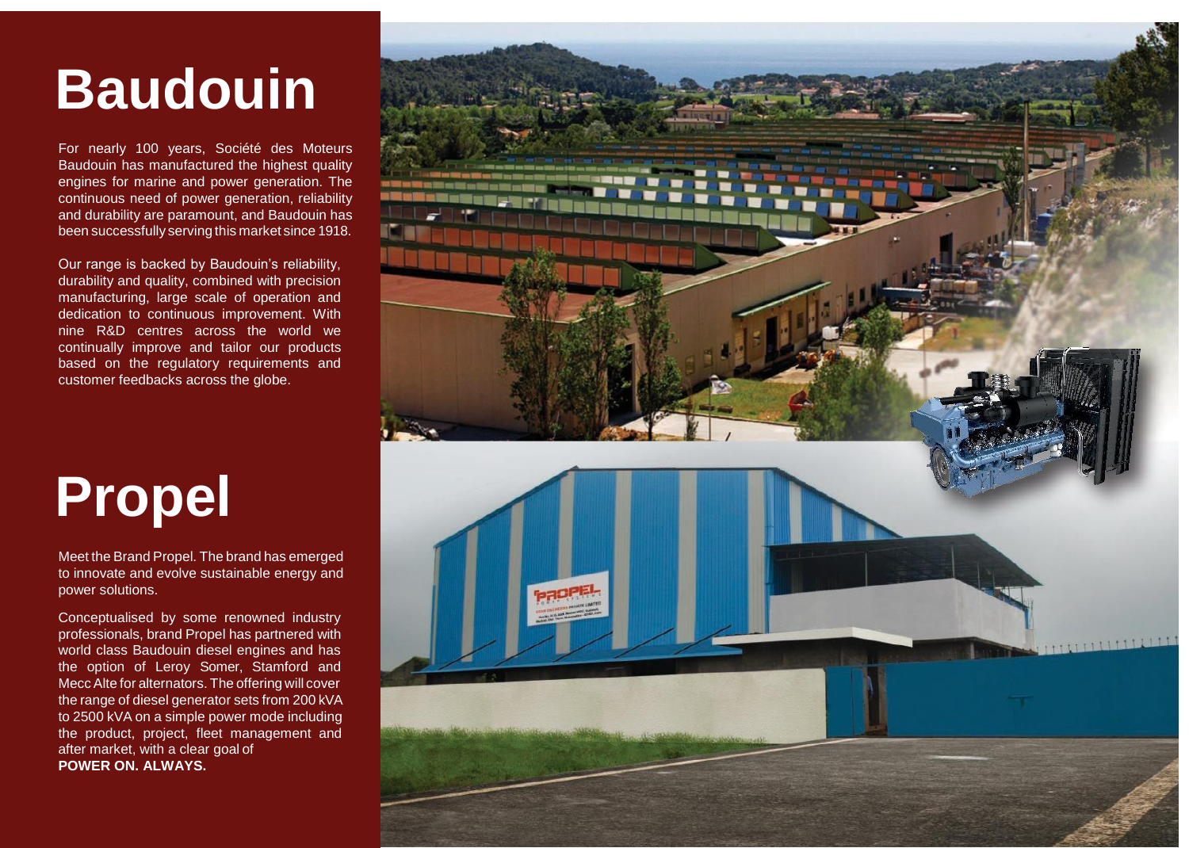# Baudouin

For nearly 100 years, Société des Moteurs Baudouin has manufactured the highest quality engines for marine and power generation. The continuous need of power generation, reliability and durability are paramount, and Baudouin has been successfully serving this market since 1918.

Our range is backed by Baudouin's reliability, durability and quality, combined with precision manufacturing, large scale of operation and dedication to continuous improvement. With nine R&D centres across the world we continually improve and tailor our products based on the regulatory requirements and customer feedbacks across the globe.

# Propel

Meet the Brand Propel. The brand has emerged to innovate and evolve sustainable energy and power solutions.

Conceptualised by some renowned industry professionals, brand Propel has partnered with world class Baudouin diesel engines and has the option of Leroy Somer, Stamford and Mecc Alte for alternators. The offering will cover the range of diesel generator sets from 200 kVA to 2500 kVA on a simple power mode including the product, project, fleet management and after market, with a clear goal of
**POWER ON. ALWAYS.**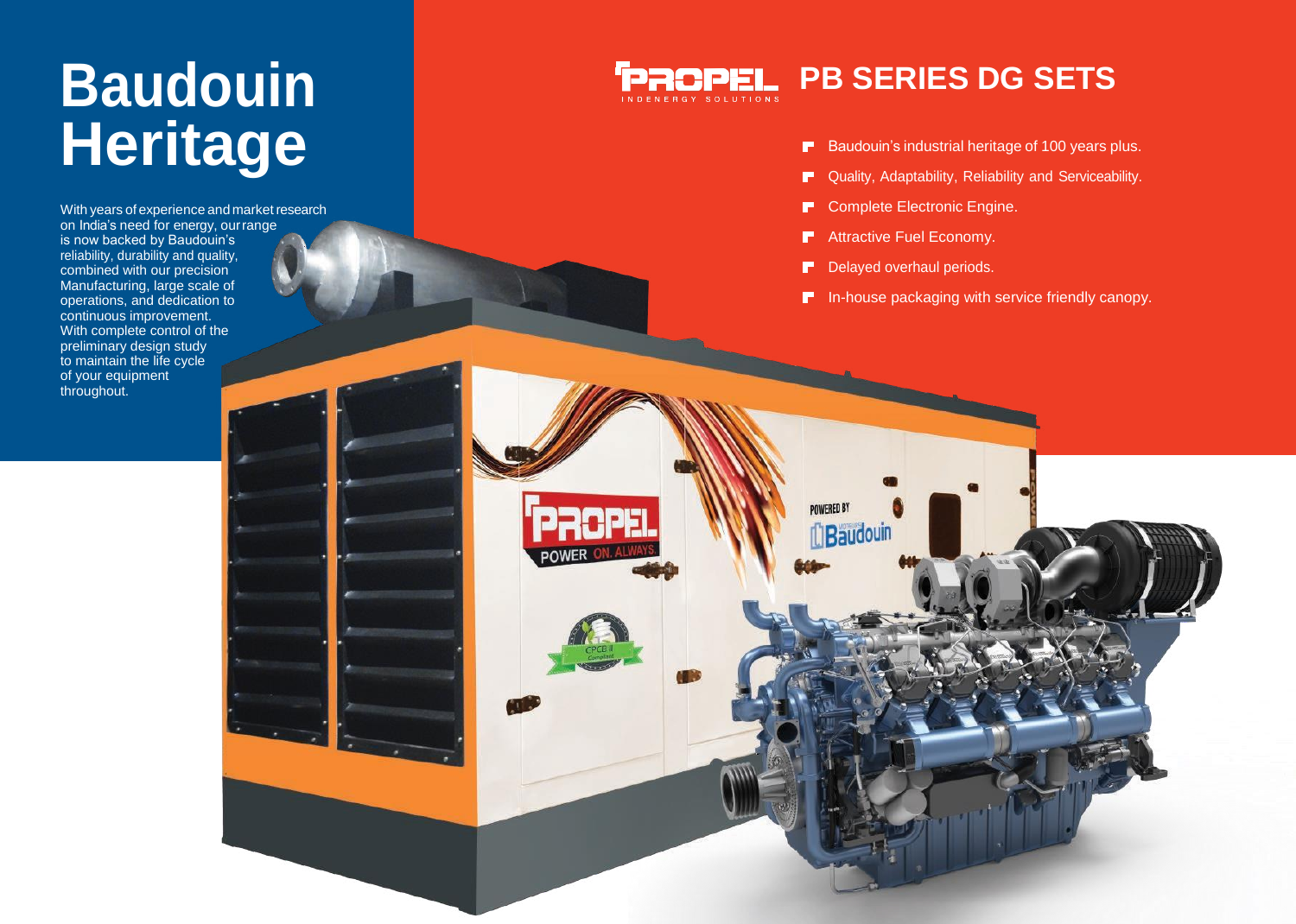# Baudouin Heritage

With years of experience and market research on India's need for energy, our range is now backed by Baudouin's reliability, durability and quality, combined with our precision Manufacturing, large scale of operations, and dedication to continuous improvement. With complete control of the preliminary design study to maintain the life cycle of your equipment throughout.

## PB SERIES DG SETS

- Baudouin's industrial heritage of 100 years plus.
- Quality, Adaptability, Reliability and Serviceability.
- Complete Electronic Engine.
- Attractive Fuel Economy.
- Delayed overhaul periods.
- In-house packaging with service friendly canopy.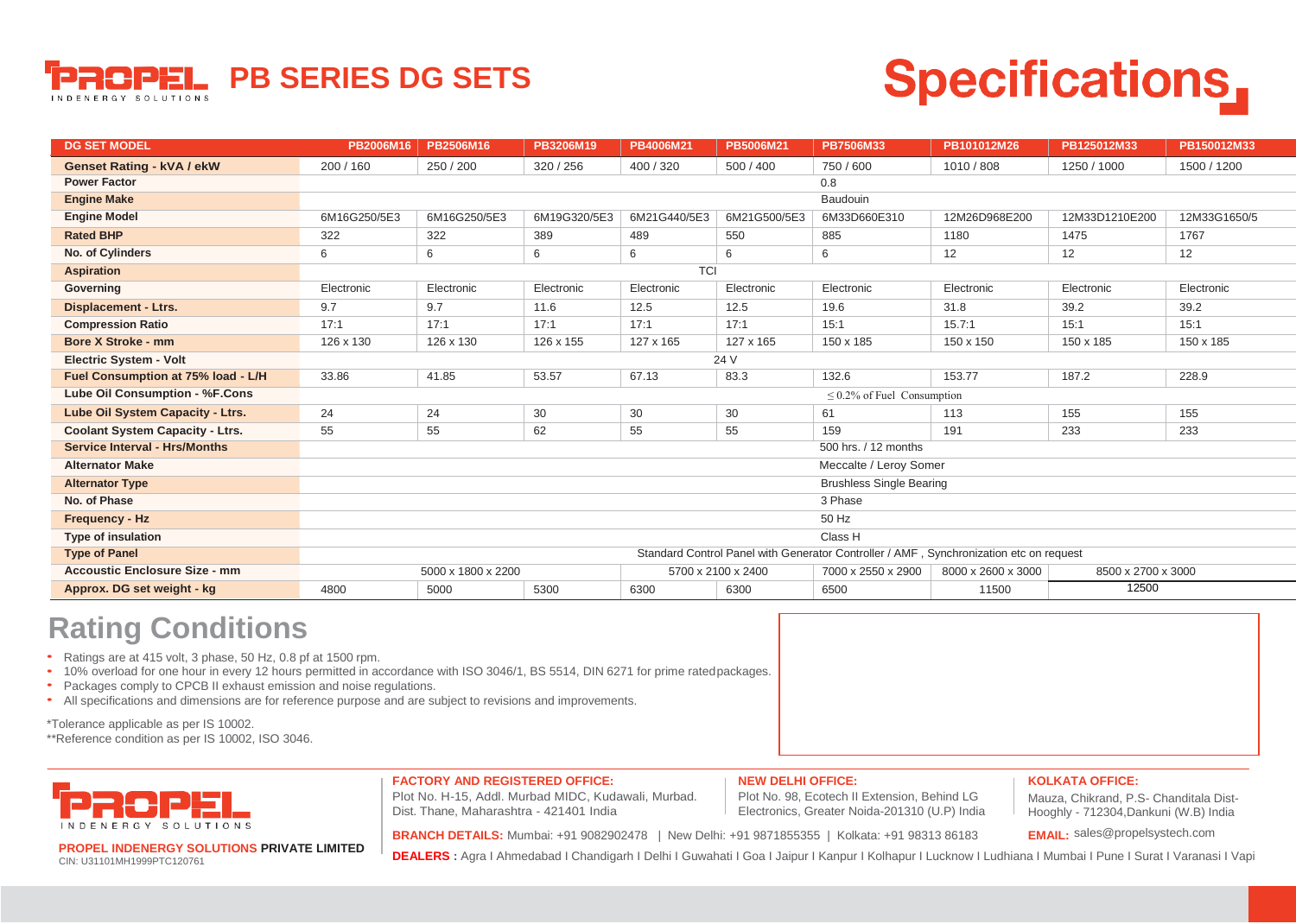# PROPEL PB SERIES DG SETS

# Specifications

| DG SET MODEL | PB2006M16 | PB2506M16 | PB3206M19 | PB4006M21 | PB5006M21 | PB7506M33 | PB101012M26 | PB125012M33 | PB150012M33 |
|---|---|---|---|---|---|---|---|---|---|
| Genset Rating - kVA / ekW | 200 / 160 | 250 / 200 | 320 / 256 | 400 / 320 | 500 / 400 | 750 / 600 | 1010 / 808 | 1250 / 1000 | 1500 / 1200 |
| Power Factor | 0.8 | | | | | | | | |
| Engine Make | Baudouin | | | | | | | | |
| Engine Model | 6M16G250/5E3 | 6M16G250/5E3 | 6M19G320/5E3 | 6M21G440/5E3 | 6M21G500/5E3 | 6M33D660E310 | 12M26D968E200 | 12M33D1210E200 | 12M33G1650/5 |
| Rated BHP | 322 | 322 | 389 | 489 | 550 | 885 | 1180 | 1475 | 1767 |
| No. of Cylinders | 6 | 6 | 6 | 6 | 6 | 6 | 12 | 12 | 12 |
| Aspiration | TCI | | | | | | | | |
| Governing | Electronic | Electronic | Electronic | Electronic | Electronic | Electronic | Electronic | Electronic | Electronic |
| Displacement - Ltrs. | 9.7 | 9.7 | 11.6 | 12.5 | 12.5 | 19.6 | 31.8 | 39.2 | 39.2 |
| Compression Ratio | 17:1 | 17:1 | 17:1 | 17:1 | 17:1 | 15:1 | 15.7:1 | 15:1 | 15:1 |
| Bore X Stroke - mm | 126 x 130 | 126 x 130 | 126 x 155 | 127 x 165 | 127 x 165 | 150 x 185 | 150 x 150 | 150 x 185 | 150 x 185 |
| Electric System - Volt | 24 V | | | | | | | | |
| Fuel Consumption at 75% load - L/H | 33.86 | 41.85 | 53.57 | 67.13 | 83.3 | 132.6 | 153.77 | 187.2 | 228.9 |
| Lube Oil Consumption - %F.Cons | ≤ 0.2% of Fuel Consumption | | | | | | | | |
| Lube Oil System Capacity - Ltrs. | 24 | 24 | 30 | 30 | 30 | 61 | 113 | 155 | 155 |
| Coolant System Capacity - Ltrs. | 55 | 55 | 62 | 55 | 55 | 159 | 191 | 233 | 233 |
| Service Interval - Hrs/Months | 500 hrs. / 12 months | | | | | | | | |
| Alternator Make | Meccalte / Leroy Somer | | | | | | | | |
| Alternator Type | Brushless Single Bearing | | | | | | | | |
| No. of Phase | 3 Phase | | | | | | | | |
| Frequency - Hz | 50 Hz | | | | | | | | |
| Type of insulation | Class H | | | | | | | | |
| Type of Panel | Standard Control Panel with Generator Controller / AMF , Synchronization etc on request | | | | | | | | |
| Accoustic Enclosure Size - mm | 5000 x 1800 x 2200 | | | 5700 x 2100 x 2400 | | 7000 x 2550 x 2900 | 8000 x 2600 x 3000 | 8500 x 2700 x 3000 | |
| Approx. DG set weight - kg | 4800 | 5000 | 5300 | 6300 | 6300 | 6500 | 11500 | 12500 | |

## Rating Conditions

- Ratings are at 415 volt, 3 phase, 50 Hz, 0.8 pf at 1500 rpm.
- 10% overload for one hour in every 12 hours permitted in accordance with ISO 3046/1, BS 5514, DIN 6271 for prime rated packages.
- Packages comply to CPCB II exhaust emission and noise regulations.
- All specifications and dimensions are for reference purpose and are subject to revisions and improvements.

*Tolerance applicable as per IS 10002.
**Reference condition as per IS 10002, ISO 3046.

PROPEL INDENERGY SOLUTIONS

**PROPEL INDENERGY SOLUTIONS PRIVATE LIMITED**
CIN: U31101MH1999PTC120761

**FACTORY AND REGISTERED OFFICE:**
Plot No. H-15, Addl. Murbad MIDC, Kudawali, Murbad. Dist. Thane, Maharashtra - 421401 India

**NEW DELHI OFFICE:**
Plot No. 98, Ecotech II Extension, Behind LG Electronics, Greater Noida-201310 (U.P) India

**KOLKATA OFFICE:**
Mauza, Chikrand, P.S- Chanditala Dist- Hooghly - 712304,Dankuni (W.B) India

**BRANCH DETAILS:** Mumbai: +91 9082902478 | New Delhi: +91 9871855355 | Kolkata: +91 98313 86183

**EMAIL:** sales@propelsystech.com

**DEALERS :** Agra I Ahmedabad I Chandigarh I Delhi I Guwahati I Goa I Jaipur I Kanpur I Kolhapur I Lucknow I Ludhiana I Mumbai I Pune I Surat I Varanasi I Vapi